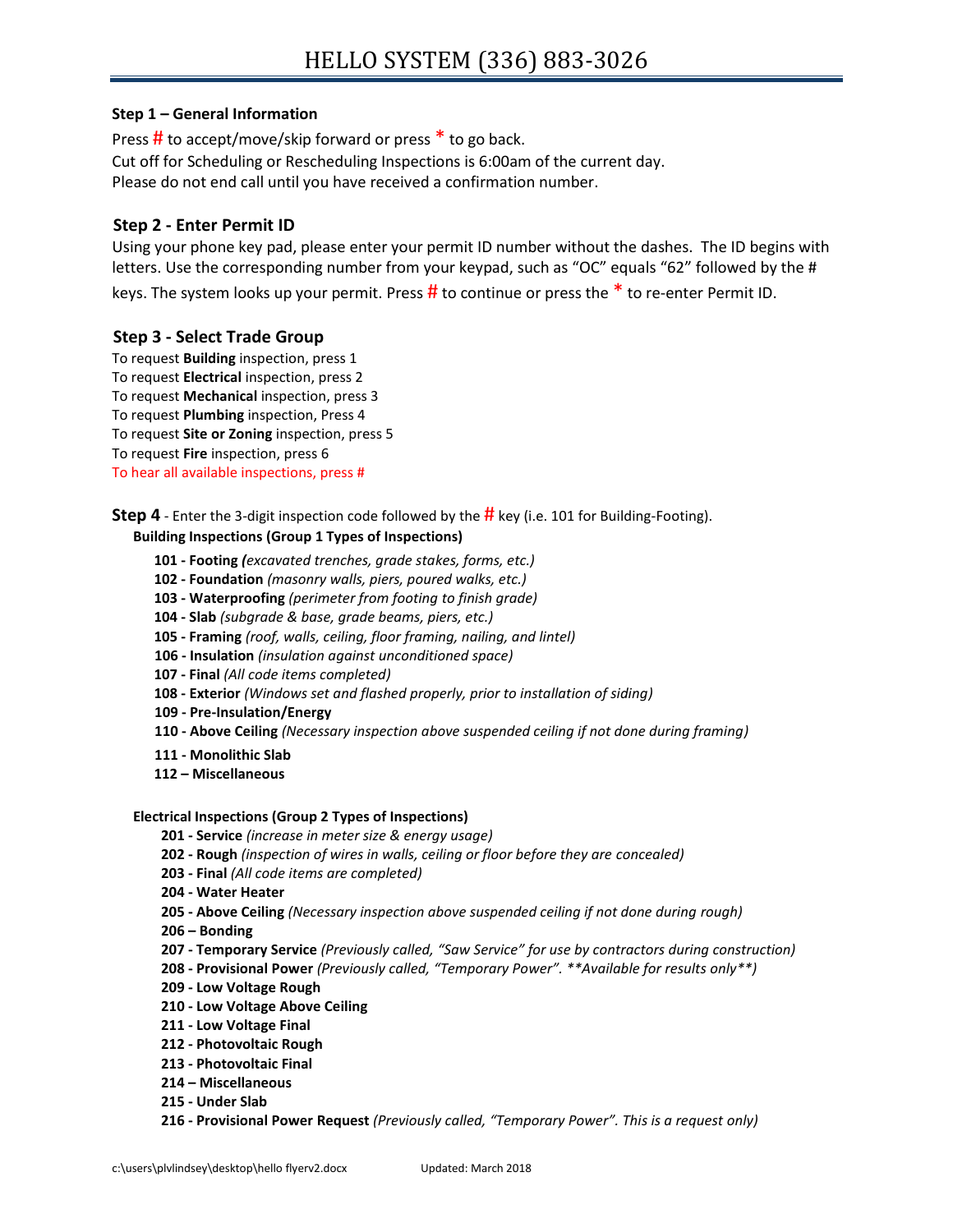# HELLO SYSTEM (336) 883-3026

### Step 1 – General Information

Press # to accept/move/skip forward or press * to go back.
Cut off for Scheduling or Rescheduling Inspections is 6:00am of the current day.
Please do not end call until you have received a confirmation number.

### Step 2 - Enter Permit ID

Using your phone key pad, please enter your permit ID number without the dashes. The ID begins with letters. Use the corresponding number from your keypad, such as "OC" equals "62" followed by the # keys. The system looks up your permit. Press # to continue or press the * to re-enter Permit ID.

### Step 3 - Select Trade Group

To request **Building** inspection, press 1
To request **Electrical** inspection, press 2
To request **Mechanical** inspection, press 3
To request **Plumbing** inspection, Press 4
To request **Site or Zoning** inspection, press 5
To request **Fire** inspection, press 6
To hear all available inspections, press #

**Step 4** - Enter the 3-digit inspection code followed by the # key (i.e. 101 for Building-Footing).

**Building Inspections (Group 1 Types of Inspections)**

- **101 - Footing** *(excavated trenches, grade stakes, forms, etc.)*
- **102 - Foundation** *(masonry walls, piers, poured walks, etc.)*
- **103 - Waterproofing** *(perimeter from footing to finish grade)*
- **104 - Slab** *(subgrade & base, grade beams, piers, etc.)*
- **105 - Framing** *(roof, walls, ceiling, floor framing, nailing, and lintel)*
- **106 - Insulation** *(insulation against unconditioned space)*
- **107 - Final** *(All code items completed)*
- **108 - Exterior** *(Windows set and flashed properly, prior to installation of siding)*
- **109 - Pre-Insulation/Energy**
- **110 - Above Ceiling** *(Necessary inspection above suspended ceiling if not done during framing)*
- **111 - Monolithic Slab**
- **112 – Miscellaneous**

**Electrical Inspections (Group 2 Types of Inspections)**

- **201 - Service** *(increase in meter size & energy usage)*
- **202 - Rough** *(inspection of wires in walls, ceiling or floor before they are concealed)*
- **203 - Final** *(All code items are completed)*
- **204 - Water Heater**
- **205 - Above Ceiling** *(Necessary inspection above suspended ceiling if not done during rough)*
- **206 – Bonding**
- **207 - Temporary Service** *(Previously called, "Saw Service" for use by contractors during construction)*
- **208 - Provisional Power** *(Previously called, "Temporary Power". **Available for results only**)*
- **209 - Low Voltage Rough**
- **210 - Low Voltage Above Ceiling**
- **211 - Low Voltage Final**
- **212 - Photovoltaic Rough**
- **213 - Photovoltaic Final**
- **214 – Miscellaneous**
- **215 - Under Slab**
- **216 - Provisional Power Request** *(Previously called, "Temporary Power". This is a request only)*

c:\users\plvlindsey\desktop\hello flyerv2.docx Updated: March 2018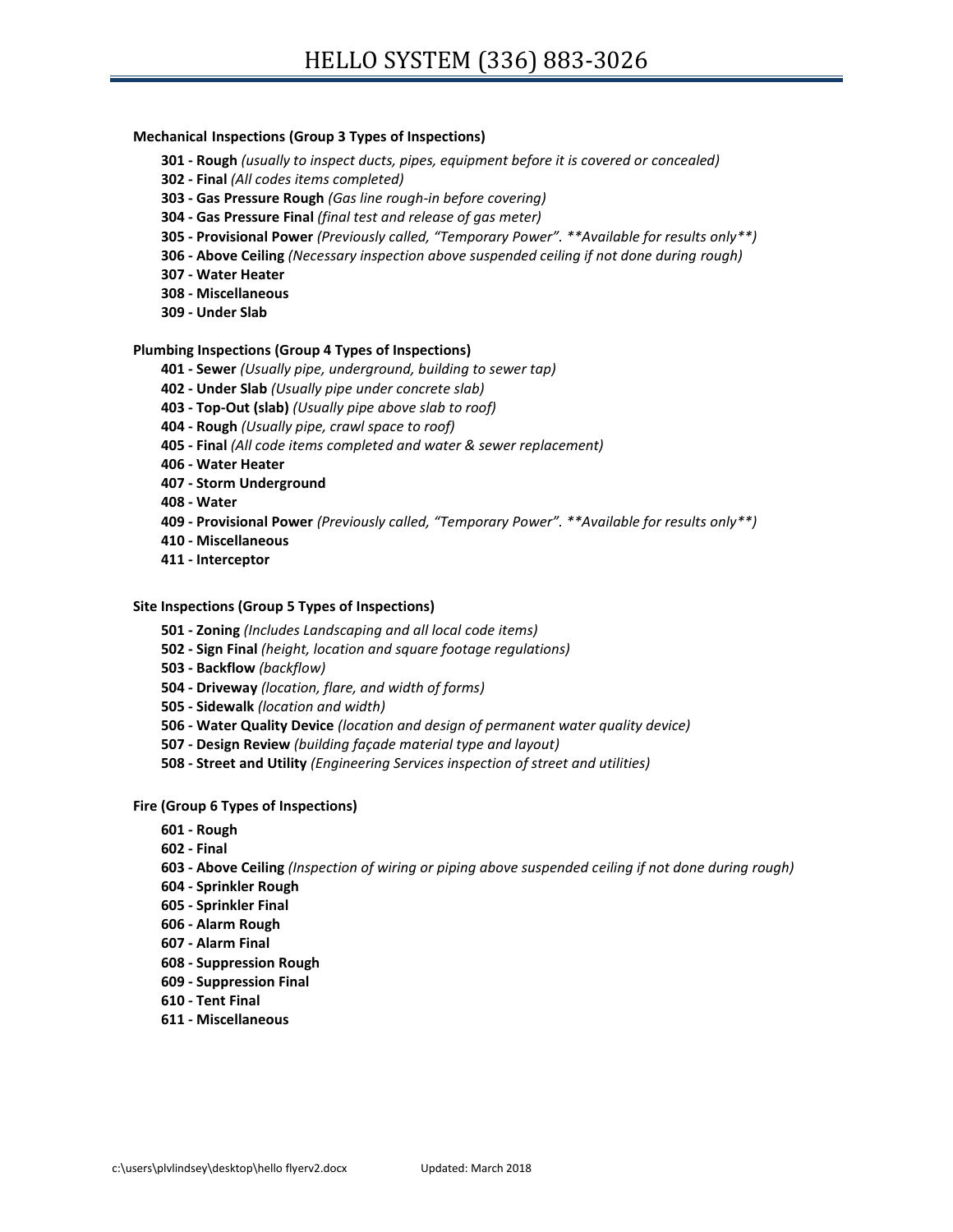# HELLO SYSTEM (336) 883-3026

**Mechanical Inspections (Group 3 Types of Inspections)**

- **301 - Rough** *(usually to inspect ducts, pipes, equipment before it is covered or concealed)*
- **302 - Final** *(All codes items completed)*
- **303 - Gas Pressure Rough** *(Gas line rough-in before covering)*
- **304 - Gas Pressure Final** *(final test and release of gas meter)*
- **305 - Provisional Power** *(Previously called, "Temporary Power". **Available for results only**)*
- **306 - Above Ceiling** *(Necessary inspection above suspended ceiling if not done during rough)*
- **307 - Water Heater**
- **308 - Miscellaneous**
- **309 - Under Slab**

**Plumbing Inspections (Group 4 Types of Inspections)**

- **401 - Sewer** *(Usually pipe, underground, building to sewer tap)*
- **402 - Under Slab** *(Usually pipe under concrete slab)*
- **403 - Top-Out (slab)** *(Usually pipe above slab to roof)*
- **404 - Rough** *(Usually pipe, crawl space to roof)*
- **405 - Final** *(All code items completed and water & sewer replacement)*
- **406 - Water Heater**
- **407 - Storm Underground**
- **408 - Water**
- **409 - Provisional Power** *(Previously called, "Temporary Power". **Available for results only**)*
- **410 - Miscellaneous**
- **411 - Interceptor**

**Site Inspections (Group 5 Types of Inspections)**

- **501 - Zoning** *(Includes Landscaping and all local code items)*
- **502 - Sign Final** *(height, location and square footage regulations)*
- **503 - Backflow** *(backflow)*
- **504 - Driveway** *(location, flare, and width of forms)*
- **505 - Sidewalk** *(location and width)*
- **506 - Water Quality Device** *(location and design of permanent water quality device)*
- **507 - Design Review** *(building façade material type and layout)*
- **508 - Street and Utility** *(Engineering Services inspection of street and utilities)*

**Fire (Group 6 Types of Inspections)**

- **601 - Rough**
- **602 - Final**
- **603 - Above Ceiling** *(Inspection of wiring or piping above suspended ceiling if not done during rough)*
- **604 - Sprinkler Rough**
- **605 - Sprinkler Final**
- **606 - Alarm Rough**
- **607 - Alarm Final**
- **608 - Suppression Rough**
- **609 - Suppression Final**
- **610 - Tent Final**
- **611 - Miscellaneous**

c:\users\plvlindsey\desktop\hello flyerv2.docx Updated: March 2018